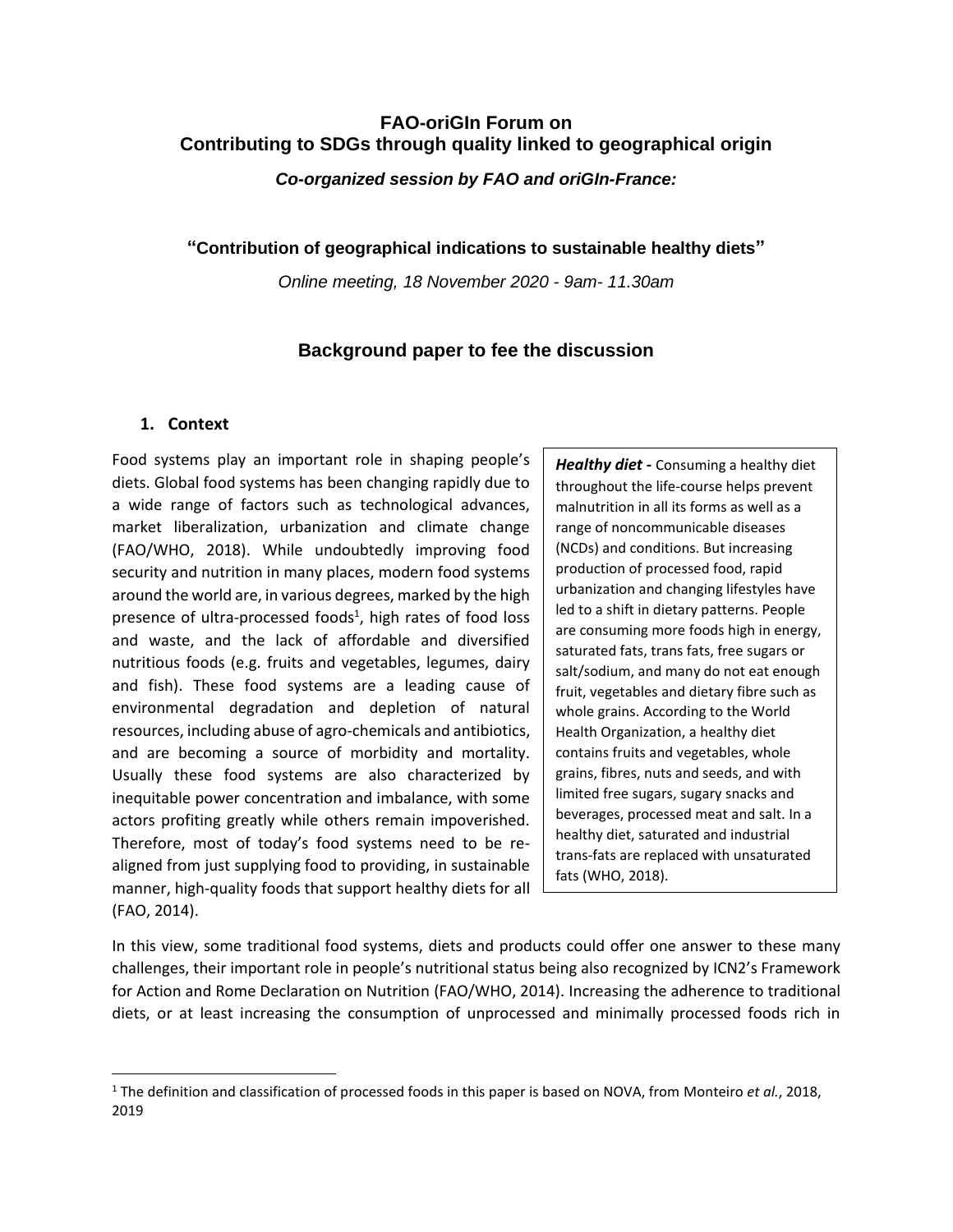# FAO-oriGIn Forum on
# Contributing to SDGs through quality linked to geographical origin

***Co-organized session by FAO and oriGIn-France:***

**"Contribution of geographical indications to sustainable healthy diets"**

*Online meeting, 18 November 2020 - 9am- 11.30am*

## Background paper to fee the discussion

### 1. Context

Food systems play an important role in shaping people's diets. Global food systems has been changing rapidly due to a wide range of factors such as technological advances, market liberalization, urbanization and climate change (FAO/WHO, 2018). While undoubtedly improving food security and nutrition in many places, modern food systems around the world are, in various degrees, marked by the high presence of ultra-processed foods[1], high rates of food loss and waste, and the lack of affordable and diversified nutritious foods (e.g. fruits and vegetables, legumes, dairy and fish). These food systems are a leading cause of environmental degradation and depletion of natural resources, including abuse of agro-chemicals and antibiotics, and are becoming a source of morbidity and mortality. Usually these food systems are also characterized by inequitable power concentration and imbalance, with some actors profiting greatly while others remain impoverished. Therefore, most of today's food systems need to be re-aligned from just supplying food to providing, in sustainable manner, high-quality foods that support healthy diets for all (FAO, 2014).

> ***Healthy diet -*** Consuming a healthy diet throughout the life-course helps prevent malnutrition in all its forms as well as a range of noncommunicable diseases (NCDs) and conditions. But increasing production of processed food, rapid urbanization and changing lifestyles have led to a shift in dietary patterns. People are consuming more foods high in energy, saturated fats, trans fats, free sugars or salt/sodium, and many do not eat enough fruit, vegetables and dietary fibre such as whole grains. According to the World Health Organization, a healthy diet contains fruits and vegetables, whole grains, fibres, nuts and seeds, and with limited free sugars, sugary snacks and beverages, processed meat and salt. In a healthy diet, saturated and industrial trans-fats are replaced with unsaturated fats (WHO, 2018).

In this view, some traditional food systems, diets and products could offer one answer to these many challenges, their important role in people's nutritional status being also recognized by ICN2's Framework for Action and Rome Declaration on Nutrition (FAO/WHO, 2014). Increasing the adherence to traditional diets, or at least increasing the consumption of unprocessed and minimally processed foods rich in

---

[1] The definition and classification of processed foods in this paper is based on NOVA, from Monteiro *et al.*, 2018, 2019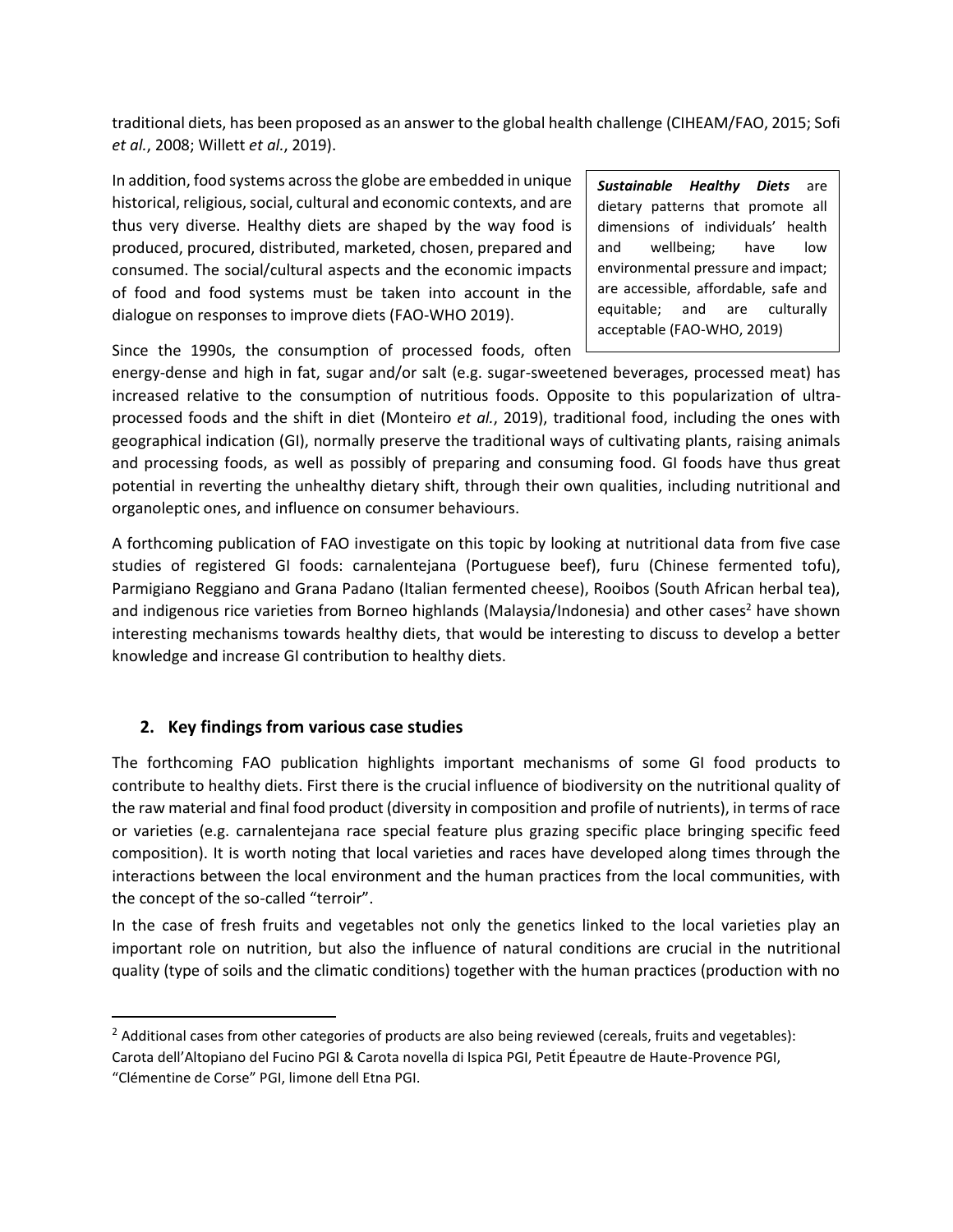traditional diets, has been proposed as an answer to the global health challenge (CIHEAM/FAO, 2015; Sofi *et al.*, 2008; Willett *et al.*, 2019).

In addition, food systems across the globe are embedded in unique historical, religious, social, cultural and economic contexts, and are thus very diverse. Healthy diets are shaped by the way food is produced, procured, distributed, marketed, chosen, prepared and consumed. The social/cultural aspects and the economic impacts of food and food systems must be taken into account in the dialogue on responses to improve diets (FAO-WHO 2019).

> ***Sustainable Healthy Diets*** are dietary patterns that promote all dimensions of individuals' health and wellbeing; have low environmental pressure and impact; are accessible, affordable, safe and equitable; and are culturally acceptable (FAO-WHO, 2019)

Since the 1990s, the consumption of processed foods, often energy-dense and high in fat, sugar and/or salt (e.g. sugar-sweetened beverages, processed meat) has increased relative to the consumption of nutritious foods. Opposite to this popularization of ultra-processed foods and the shift in diet (Monteiro *et al.*, 2019), traditional food, including the ones with geographical indication (GI), normally preserve the traditional ways of cultivating plants, raising animals and processing foods, as well as possibly of preparing and consuming food. GI foods have thus great potential in reverting the unhealthy dietary shift, through their own qualities, including nutritional and organoleptic ones, and influence on consumer behaviours.

A forthcoming publication of FAO investigate on this topic by looking at nutritional data from five case studies of registered GI foods: carnalentejana (Portuguese beef), furu (Chinese fermented tofu), Parmigiano Reggiano and Grana Padano (Italian fermented cheese), Rooibos (South African herbal tea), and indigenous rice varieties from Borneo highlands (Malaysia/Indonesia) and other cases[2] have shown interesting mechanisms towards healthy diets, that would be interesting to discuss to develop a better knowledge and increase GI contribution to healthy diets.

## 2. Key findings from various case studies

The forthcoming FAO publication highlights important mechanisms of some GI food products to contribute to healthy diets. First there is the crucial influence of biodiversity on the nutritional quality of the raw material and final food product (diversity in composition and profile of nutrients), in terms of race or varieties (e.g. carnalentejana race special feature plus grazing specific place bringing specific feed composition). It is worth noting that local varieties and races have developed along times through the interactions between the local environment and the human practices from the local communities, with the concept of the so-called "terroir".

In the case of fresh fruits and vegetables not only the genetics linked to the local varieties play an important role on nutrition, but also the influence of natural conditions are crucial in the nutritional quality (type of soils and the climatic conditions) together with the human practices (production with no

[2] Additional cases from other categories of products are also being reviewed (cereals, fruits and vegetables): Carota dell'Altopiano del Fucino PGI & Carota novella di Ispica PGI, Petit Épeautre de Haute-Provence PGI, "Clémentine de Corse" PGI, limone dell Etna PGI.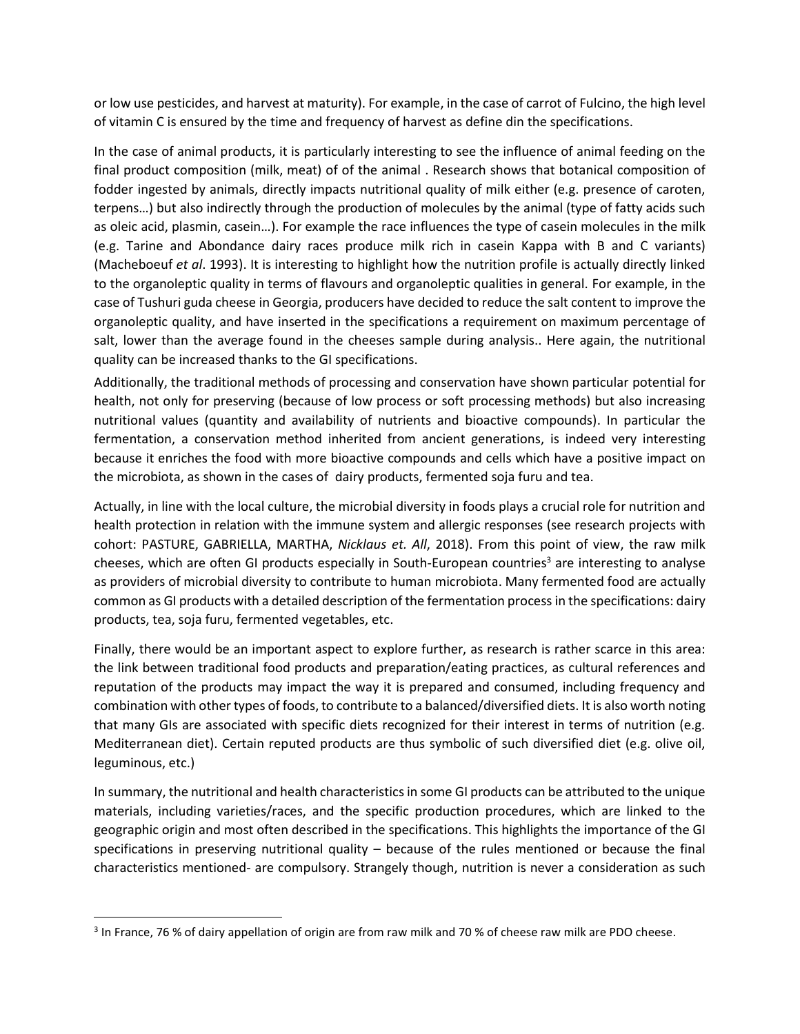or low use pesticides, and harvest at maturity). For example, in the case of carrot of Fulcino, the high level of vitamin C is ensured by the time and frequency of harvest as define din the specifications.

In the case of animal products, it is particularly interesting to see the influence of animal feeding on the final product composition (milk, meat) of of the animal . Research shows that botanical composition of fodder ingested by animals, directly impacts nutritional quality of milk either (e.g. presence of caroten, terpens…) but also indirectly through the production of molecules by the animal (type of fatty acids such as oleic acid, plasmin, casein…). For example the race influences the type of casein molecules in the milk (e.g. Tarine and Abondance dairy races produce milk rich in casein Kappa with B and C variants) (Macheboeuf *et al*. 1993). It is interesting to highlight how the nutrition profile is actually directly linked to the organoleptic quality in terms of flavours and organoleptic qualities in general. For example, in the case of Tushuri guda cheese in Georgia, producers have decided to reduce the salt content to improve the organoleptic quality, and have inserted in the specifications a requirement on maximum percentage of salt, lower than the average found in the cheeses sample during analysis.. Here again, the nutritional quality can be increased thanks to the GI specifications.

Additionally, the traditional methods of processing and conservation have shown particular potential for health, not only for preserving (because of low process or soft processing methods) but also increasing nutritional values (quantity and availability of nutrients and bioactive compounds). In particular the fermentation, a conservation method inherited from ancient generations, is indeed very interesting because it enriches the food with more bioactive compounds and cells which have a positive impact on the microbiota, as shown in the cases of dairy products, fermented soja furu and tea.

Actually, in line with the local culture, the microbial diversity in foods plays a crucial role for nutrition and health protection in relation with the immune system and allergic responses (see research projects with cohort: PASTURE, GABRIELLA, MARTHA, *Nicklaus et. All*, 2018). From this point of view, the raw milk cheeses, which are often GI products especially in South-European countries[3] are interesting to analyse as providers of microbial diversity to contribute to human microbiota. Many fermented food are actually common as GI products with a detailed description of the fermentation process in the specifications: dairy products, tea, soja furu, fermented vegetables, etc.

Finally, there would be an important aspect to explore further, as research is rather scarce in this area: the link between traditional food products and preparation/eating practices, as cultural references and reputation of the products may impact the way it is prepared and consumed, including frequency and combination with other types of foods, to contribute to a balanced/diversified diets. It is also worth noting that many GIs are associated with specific diets recognized for their interest in terms of nutrition (e.g. Mediterranean diet). Certain reputed products are thus symbolic of such diversified diet (e.g. olive oil, leguminous, etc.)

In summary, the nutritional and health characteristics in some GI products can be attributed to the unique materials, including varieties/races, and the specific production procedures, which are linked to the geographic origin and most often described in the specifications. This highlights the importance of the GI specifications in preserving nutritional quality – because of the rules mentioned or because the final characteristics mentioned- are compulsory. Strangely though, nutrition is never a consideration as such

[3] In France, 76 % of dairy appellation of origin are from raw milk and 70 % of cheese raw milk are PDO cheese.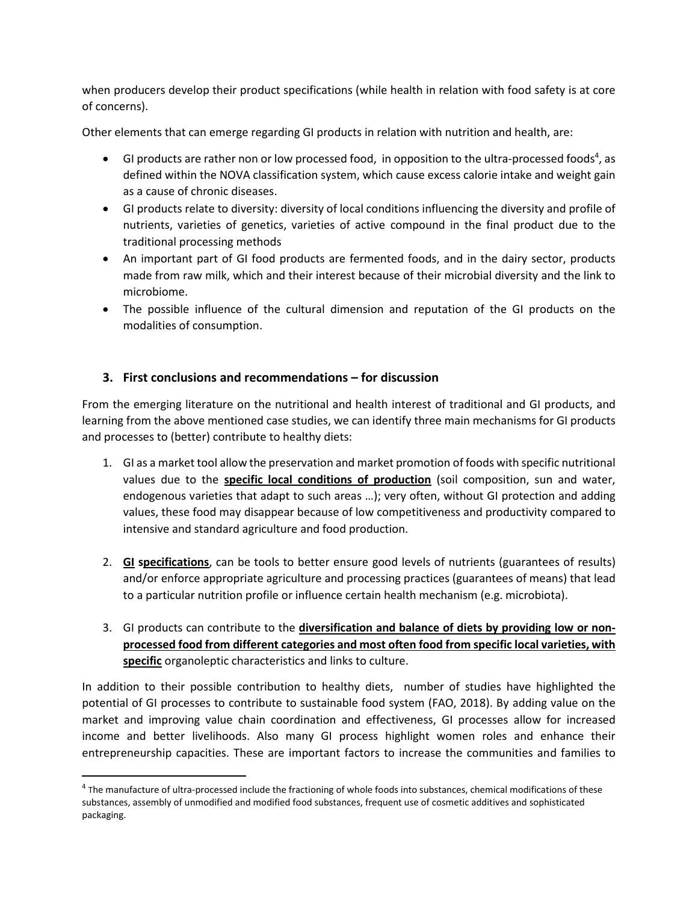when producers develop their product specifications (while health in relation with food safety is at core of concerns).

Other elements that can emerge regarding GI products in relation with nutrition and health, are:

- GI products are rather non or low processed food, in opposition to the ultra-processed foods[4], as defined within the NOVA classification system, which cause excess calorie intake and weight gain as a cause of chronic diseases.
- GI products relate to diversity: diversity of local conditions influencing the diversity and profile of nutrients, varieties of genetics, varieties of active compound in the final product due to the traditional processing methods
- An important part of GI food products are fermented foods, and in the dairy sector, products made from raw milk, which and their interest because of their microbial diversity and the link to microbiome.
- The possible influence of the cultural dimension and reputation of the GI products on the modalities of consumption.

## 3. First conclusions and recommendations – for discussion

From the emerging literature on the nutritional and health interest of traditional and GI products, and learning from the above mentioned case studies, we can identify three main mechanisms for GI products and processes to (better) contribute to healthy diets:

1. GI as a market tool allow the preservation and market promotion of foods with specific nutritional values due to the **specific local conditions of production** (soil composition, sun and water, endogenous varieties that adapt to such areas …); very often, without GI protection and adding values, these food may disappear because of low competitiveness and productivity compared to intensive and standard agriculture and food production.

2. **GI specifications**, can be tools to better ensure good levels of nutrients (guarantees of results) and/or enforce appropriate agriculture and processing practices (guarantees of means) that lead to a particular nutrition profile or influence certain health mechanism (e.g. microbiota).

3. GI products can contribute to the **diversification and balance of diets by providing low or non-processed food from different categories and most often food from specific local varieties, with specific** organoleptic characteristics and links to culture.

In addition to their possible contribution to healthy diets, number of studies have highlighted the potential of GI processes to contribute to sustainable food system (FAO, 2018). By adding value on the market and improving value chain coordination and effectiveness, GI processes allow for increased income and better livelihoods. Also many GI process highlight women roles and enhance their entrepreneurship capacities. These are important factors to increase the communities and families to

[4] The manufacture of ultra-processed include the fractioning of whole foods into substances, chemical modifications of these substances, assembly of unmodified and modified food substances, frequent use of cosmetic additives and sophisticated packaging.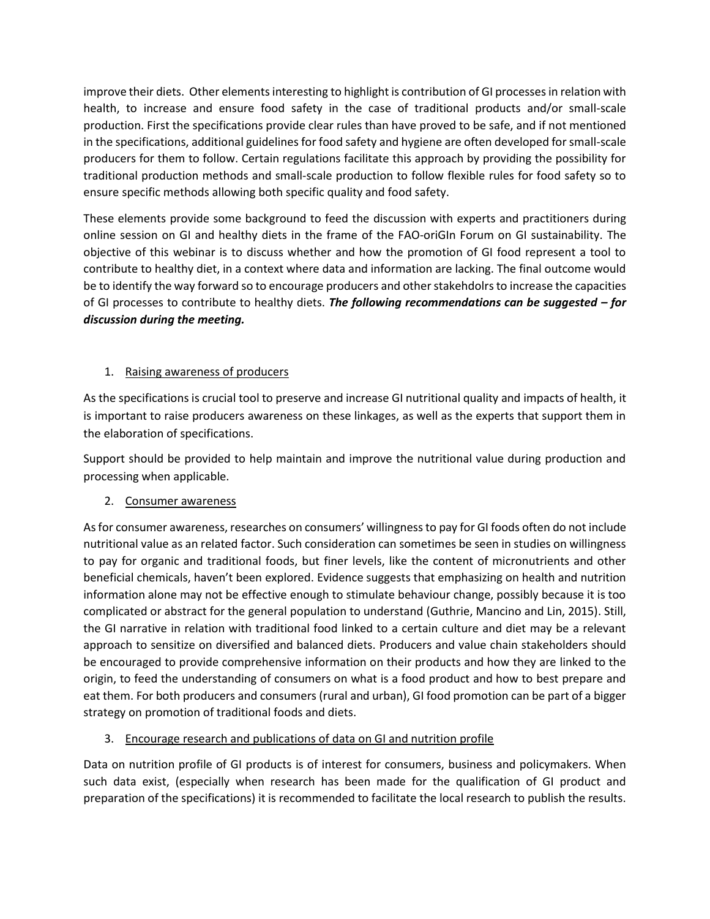improve their diets. Other elements interesting to highlight is contribution of GI processes in relation with health, to increase and ensure food safety in the case of traditional products and/or small-scale production. First the specifications provide clear rules than have proved to be safe, and if not mentioned in the specifications, additional guidelines for food safety and hygiene are often developed for small-scale producers for them to follow. Certain regulations facilitate this approach by providing the possibility for traditional production methods and small-scale production to follow flexible rules for food safety so to ensure specific methods allowing both specific quality and food safety.

These elements provide some background to feed the discussion with experts and practitioners during online session on GI and healthy diets in the frame of the FAO-oriGIn Forum on GI sustainability. The objective of this webinar is to discuss whether and how the promotion of GI food represent a tool to contribute to healthy diet, in a context where data and information are lacking. The final outcome would be to identify the way forward so to encourage producers and other stakehdolrs to increase the capacities of GI processes to contribute to healthy diets. ***The following recommendations can be suggested – for discussion during the meeting.***

1. <u>Raising awareness of producers</u>

As the specifications is crucial tool to preserve and increase GI nutritional quality and impacts of health, it is important to raise producers awareness on these linkages, as well as the experts that support them in the elaboration of specifications.

Support should be provided to help maintain and improve the nutritional value during production and processing when applicable.

2. <u>Consumer awareness</u>

As for consumer awareness, researches on consumers' willingness to pay for GI foods often do not include nutritional value as an related factor. Such consideration can sometimes be seen in studies on willingness to pay for organic and traditional foods, but finer levels, like the content of micronutrients and other beneficial chemicals, haven't been explored. Evidence suggests that emphasizing on health and nutrition information alone may not be effective enough to stimulate behaviour change, possibly because it is too complicated or abstract for the general population to understand (Guthrie, Mancino and Lin, 2015). Still, the GI narrative in relation with traditional food linked to a certain culture and diet may be a relevant approach to sensitize on diversified and balanced diets. Producers and value chain stakeholders should be encouraged to provide comprehensive information on their products and how they are linked to the origin, to feed the understanding of consumers on what is a food product and how to best prepare and eat them. For both producers and consumers (rural and urban), GI food promotion can be part of a bigger strategy on promotion of traditional foods and diets.

3. <u>Encourage research and publications of data on GI and nutrition profile</u>

Data on nutrition profile of GI products is of interest for consumers, business and policymakers. When such data exist, (especially when research has been made for the qualification of GI product and preparation of the specifications) it is recommended to facilitate the local research to publish the results.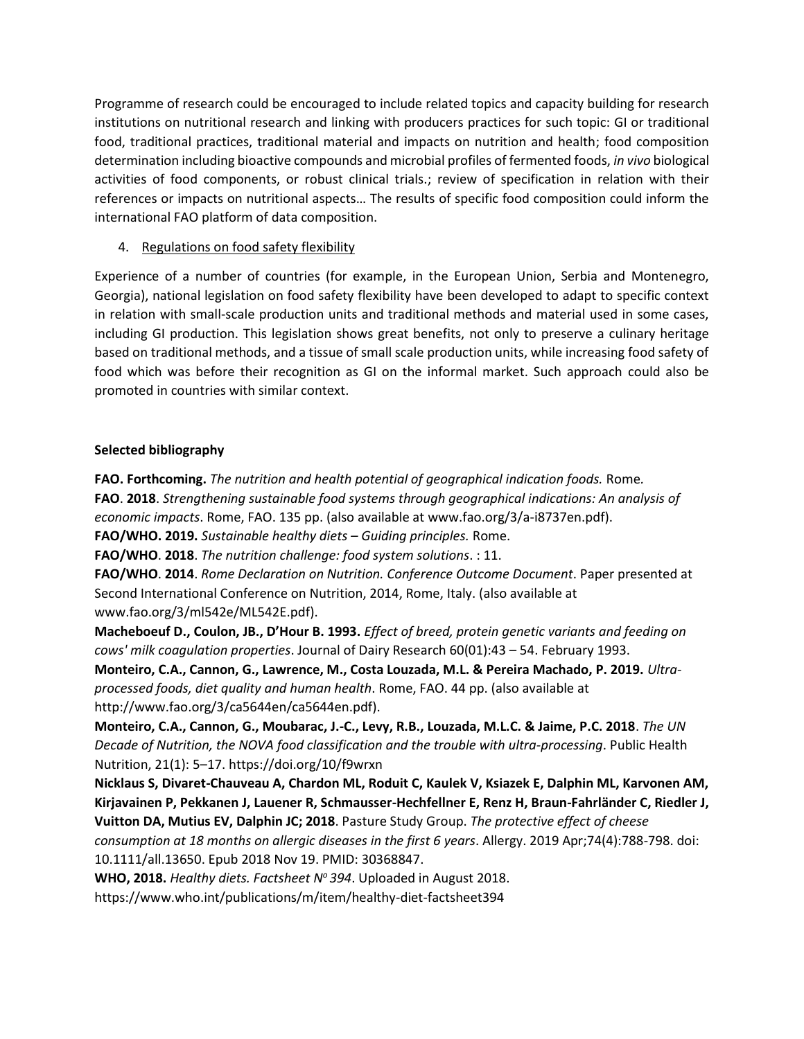Programme of research could be encouraged to include related topics and capacity building for research institutions on nutritional research and linking with producers practices for such topic: GI or traditional food, traditional practices, traditional material and impacts on nutrition and health; food composition determination including bioactive compounds and microbial profiles of fermented foods, *in vivo* biological activities of food components, or robust clinical trials.; review of specification in relation with their references or impacts on nutritional aspects… The results of specific food composition could inform the international FAO platform of data composition.

4. Regulations on food safety flexibility

Experience of a number of countries (for example, in the European Union, Serbia and Montenegro, Georgia), national legislation on food safety flexibility have been developed to adapt to specific context in relation with small-scale production units and traditional methods and material used in some cases, including GI production. This legislation shows great benefits, not only to preserve a culinary heritage based on traditional methods, and a tissue of small scale production units, while increasing food safety of food which was before their recognition as GI on the informal market. Such approach could also be promoted in countries with similar context.

**Selected bibliography**

**FAO. Forthcoming.** *The nutrition and health potential of geographical indication foods.* Rome.

**FAO**. **2018**. *Strengthening sustainable food systems through geographical indications: An analysis of economic impacts*. Rome, FAO. 135 pp. (also available at www.fao.org/3/a-i8737en.pdf).

**FAO/WHO. 2019.** *Sustainable healthy diets – Guiding principles.* Rome.

**FAO/WHO**. **2018**. *The nutrition challenge: food system solutions*. : 11.

**FAO/WHO**. **2014**. *Rome Declaration on Nutrition. Conference Outcome Document*. Paper presented at Second International Conference on Nutrition, 2014, Rome, Italy. (also available at www.fao.org/3/ml542e/ML542E.pdf).

**Macheboeuf D., Coulon, JB., D'Hour B. 1993.** *Effect of breed, protein genetic variants and feeding on cows' milk coagulation properties*. Journal of Dairy Research 60(01):43 – 54. February 1993.

**Monteiro, C.A., Cannon, G., Lawrence, M., Costa Louzada, M.L. & Pereira Machado, P. 2019.** *Ultra-processed foods, diet quality and human health*. Rome, FAO. 44 pp. (also available at http://www.fao.org/3/ca5644en/ca5644en.pdf).

**Monteiro, C.A., Cannon, G., Moubarac, J.-C., Levy, R.B., Louzada, M.L.C. & Jaime, P.C. 2018**. *The UN Decade of Nutrition, the NOVA food classification and the trouble with ultra-processing*. Public Health Nutrition, 21(1): 5–17. https://doi.org/10/f9wrxn

**Nicklaus S, Divaret-Chauveau A, Chardon ML, Roduit C, Kaulek V, Ksiazek E, Dalphin ML, Karvonen AM, Kirjavainen P, Pekkanen J, Lauener R, Schmausser-Hechfellner E, Renz H, Braun-Fahrländer C, Riedler J, Vuitton DA, Mutius EV, Dalphin JC; 2018**. Pasture Study Group. *The protective effect of cheese consumption at 18 months on allergic diseases in the first 6 years*. Allergy. 2019 Apr;74(4):788-798. doi: 10.1111/all.13650. Epub 2018 Nov 19. PMID: 30368847.

**WHO, 2018.** *Healthy diets. Factsheet N° 394*. Uploaded in August 2018. https://www.who.int/publications/m/item/healthy-diet-factsheet394